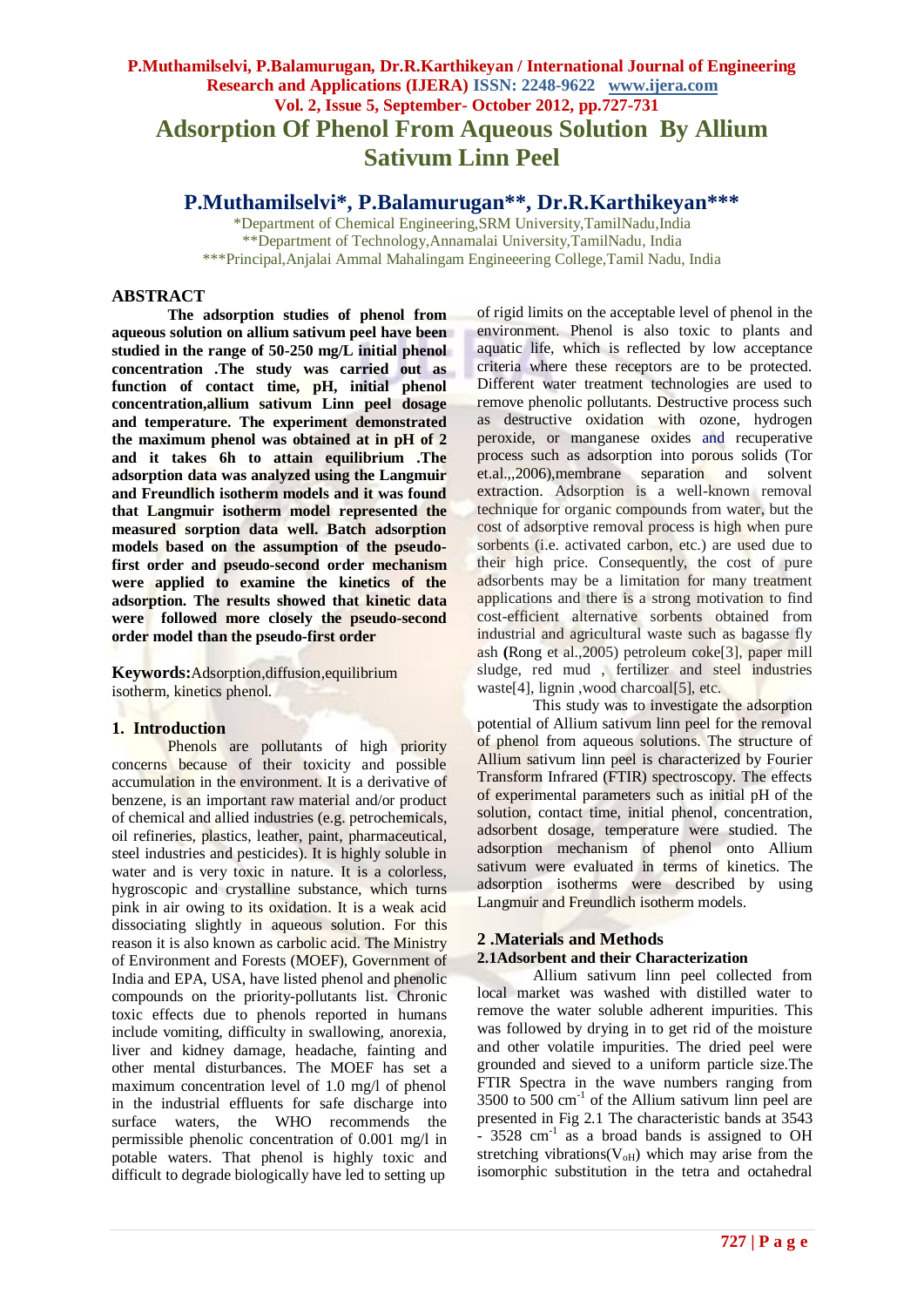# Adsorption Of Phenol From Aqueous Solution By Allium Sativum Linn Peel

## P.Muthamilselvi*, P.Balamurugan**, Dr.R.Karthikeyan***

*Department of Chemical Engineering,SRM University,TamilNadu,India
**Department of Technology,Annamalai University,TamilNadu, India
***Principal,Anjalai Ammal Mahalingam Engineeering College,Tamil Nadu, India

## ABSTRACT

**The adsorption studies of phenol from aqueous solution on allium sativum peel have been studied in the range of 50-250 mg/L initial phenol concentration .The study was carried out as function of contact time, pH, initial phenol concentration,allium sativum Linn peel dosage and temperature. The experiment demonstrated the maximum phenol was obtained at in pH of 2 and it takes 6h to attain equilibrium .The adsorption data was analyzed using the Langmuir and Freundlich isotherm models and it was found that Langmuir isotherm model represented the measured sorption data well. Batch adsorption models based on the assumption of the pseudo-first order and pseudo-second order mechanism were applied to examine the kinetics of the adsorption. The results showed that kinetic data were followed more closely the pseudo-second order model than the pseudo-first order**

**Keywords:**Adsorption,diffusion,equilibrium isotherm, kinetics phenol.

## 1. Introduction

Phenols are pollutants of high priority concerns because of their toxicity and possible accumulation in the environment. It is a derivative of benzene, is an important raw material and/or product of chemical and allied industries (e.g. petrochemicals, oil refineries, plastics, leather, paint, pharmaceutical, steel industries and pesticides). It is highly soluble in water and is very toxic in nature. It is a colorless, hygroscopic and crystalline substance, which turns pink in air owing to its oxidation. It is a weak acid dissociating slightly in aqueous solution. For this reason it is also known as carbolic acid. The Ministry of Environment and Forests (MOEF), Government of India and EPA, USA, have listed phenol and phenolic compounds on the priority-pollutants list. Chronic toxic effects due to phenols reported in humans include vomiting, difficulty in swallowing, anorexia, liver and kidney damage, headache, fainting and other mental disturbances. The MOEF has set a maximum concentration level of 1.0 mg/l of phenol in the industrial effluents for safe discharge into surface waters, the WHO recommends the permissible phenolic concentration of 0.001 mg/l in potable waters. That phenol is highly toxic and difficult to degrade biologically have led to setting up of rigid limits on the acceptable level of phenol in the environment. Phenol is also toxic to plants and aquatic life, which is reflected by low acceptance criteria where these receptors are to be protected. Different water treatment technologies are used to remove phenolic pollutants. Destructive process such as destructive oxidation with ozone, hydrogen peroxide, or manganese oxides and recuperative process such as adsorption into porous solids (Tor et.al.,,2006),membrane separation and solvent extraction. Adsorption is a well-known removal technique for organic compounds from water, but the cost of adsorptive removal process is high when pure sorbents (i.e. activated carbon, etc.) are used due to their high price. Consequently, the cost of pure adsorbents may be a limitation for many treatment applications and there is a strong motivation to find cost-efficient alternative sorbents obtained from industrial and agricultural waste such as bagasse fly ash (Rong et al.,2005) petroleum coke[3], paper mill sludge, red mud , fertilizer and steel industries waste[4], lignin ,wood charcoal[5], etc.

This study was to investigate the adsorption potential of Allium sativum linn peel for the removal of phenol from aqueous solutions. The structure of Allium sativum linn peel is characterized by Fourier Transform Infrared (FTIR) spectroscopy. The effects of experimental parameters such as initial pH of the solution, contact time, initial phenol, concentration, adsorbent dosage, temperature were studied. The adsorption mechanism of phenol onto Allium sativum were evaluated in terms of kinetics. The adsorption isotherms were described by using Langmuir and Freundlich isotherm models.

## 2 .Materials and Methods

### 2.1Adsorbent and their Characterization

Allium sativum linn peel collected from local market was washed with distilled water to remove the water soluble adherent impurities. This was followed by drying in to get rid of the moisture and other volatile impurities. The dried peel were grounded and sieved to a uniform particle size.The FTIR Spectra in the wave numbers ranging from 3500 to 500 $cm^{-1}$ of the Allium sativum linn peel are presented in Fig 2.1 The characteristic bands at 3543 - 3528 $cm^{-1}$ as a broad bands is assigned to OH stretching vibrations($V_{oH}$) which may arise from the isomorphic substitution in the tetra and octahedral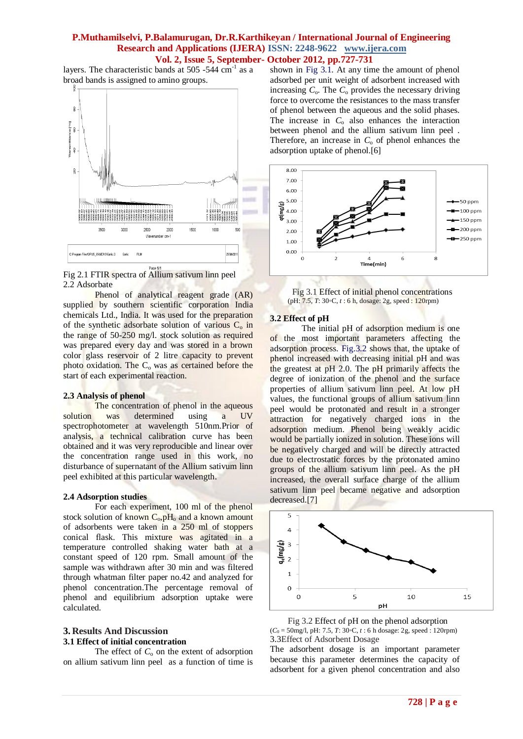layers. The characteristic bands at 505 -544 $cm^{-1}$ as a broad bands is assigned to amino groups.

Fig 2.1 FTIR spectra of Allium sativum linn peel

2.2 Adsorbate

Phenol of analytical reagent grade (AR) supplied by southern scientific corporation India chemicals Ltd., India. It was used for the preparation of the synthetic adsorbate solution of various $C_o$ in the range of 50-250 mg/l. stock solution as required was prepared every day and was stored in a brown color glass reservoir of 2 litre capacity to prevent photo oxidation. The $C_o$ was as certained before the start of each experimental reaction.

### 2.3 Analysis of phenol

The concentration of phenol in the aqueous solution was determined using a UV spectrophotometer at wavelength 510nm.Prior of analysis, a technical calibration curve has been obtained and it was very reproducible and linear over the concentration range used in this work, no disturbance of supernatant of the Allium sativum linn peel exhibited at this particular wavelength.

### 2.4 Adsorption studies

For each experiment, 100 ml of the phenol stock solution of known $C_o$,$pH_o$ and a known amount of adsorbents were taken in a 250 ml of stoppers conical flask. This mixture was agitated in a temperature controlled shaking water bath at a constant speed of 120 rpm. Small amount of the sample was withdrawn after 30 min and was filtered through whatman filter paper no.42 and analyzed for phenol concentration.The percentage removal of phenol and equilibrium adsorption uptake were calculated.

## 3. Results And Discussion

### 3.1 Effect of initial concentration

The effect of $C_o$ on the extent of adsorption on allium sativum linn peel as a function of time is shown in Fig 3.1. At any time the amount of phenol adsorbed per unit weight of adsorbent increased with increasing $C_o$. The $C_o$ provides the necessary driving force to overcome the resistances to the mass transfer of phenol between the aqueous and the solid phases. The increase in $C_o$ also enhances the interaction between phenol and the allium sativum linn peel . Therefore, an increase in $C_o$ of phenol enhances the adsorption uptake of phenol.[6]

Fig 3.1 Effect of initial phenol concentrations
(pH: 7.5, $T$: 30◦C, $t$ : 6 h, dosage: 2g, speed : 120rpm)

### 3.2 Effect of pH

The initial pH of adsorption medium is one of the most important parameters affecting the adsorption process. Fig.3.2 shows that, the uptake of phenol increased with decreasing initial pH and was the greatest at pH 2.0. The pH primarily affects the degree of ionization of the phenol and the surface properties of allium sativum linn peel. At low pH values, the functional groups of allium sativum linn peel would be protonated and result in a stronger attraction for negatively charged ions in the adsorption medium. Phenol being weakly acidic would be partially ionized in solution. These ions will be negatively charged and will be directly attracted due to electrostatic forces by the protonated amino groups of the allium sativum linn peel. As the pH increased, the overall surface charge of the allium sativum linn peel became negative and adsorption decreased.[7]

Fig 3.2 Effect of pH on the phenol adsorption
($C_0$ = 50mg/l, pH: 7.5, $T$: 30◦C, $t$ : 6 h dosage: 2g, speed : 120rpm)

3.3Effect of Adsorbent Dosage

The adsorbent dosage is an important parameter because this parameter determines the capacity of adsorbent for a given phenol concentration and also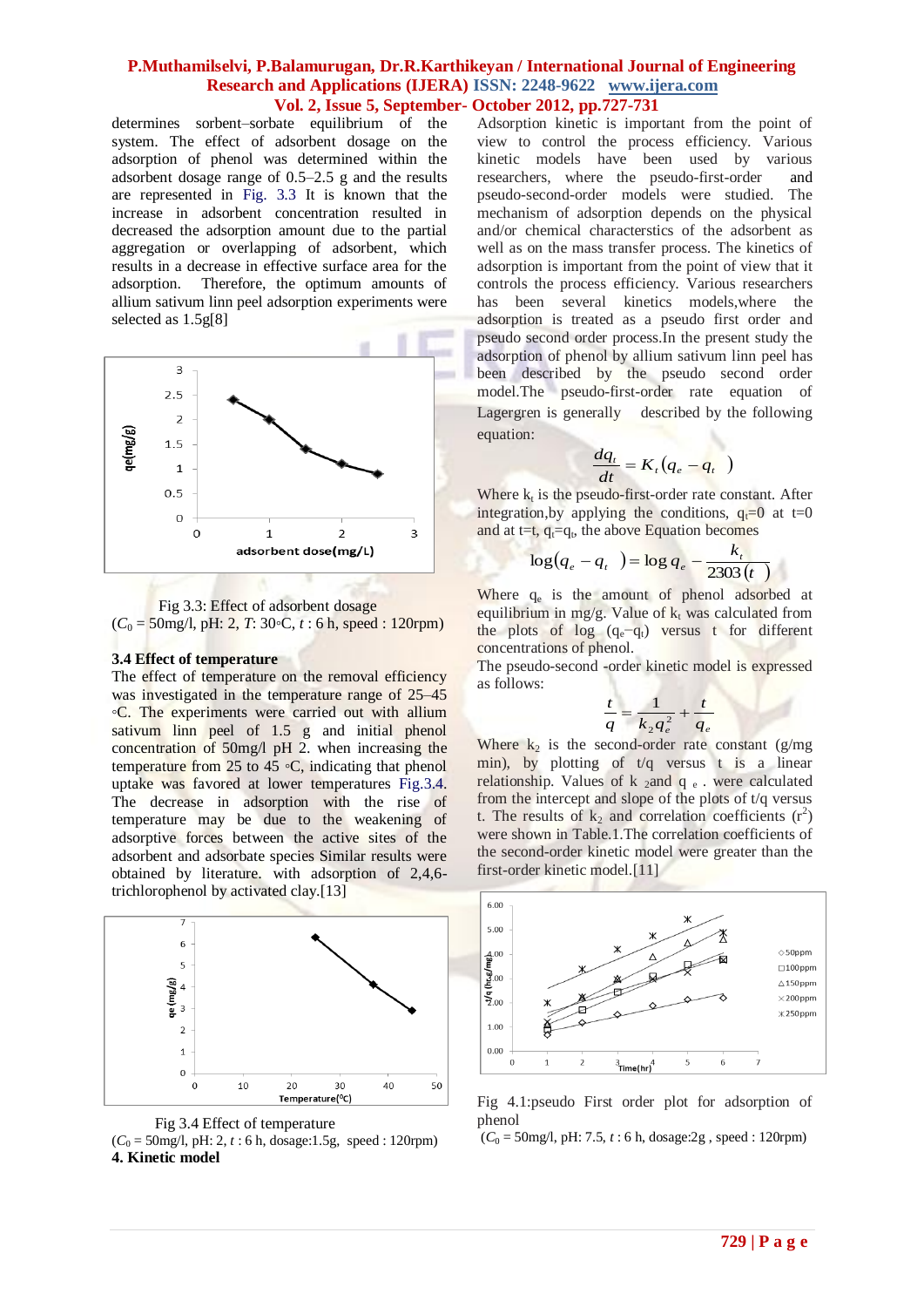determines sorbent–sorbate equilibrium of the system. The effect of adsorbent dosage on the adsorption of phenol was determined within the adsorbent dosage range of 0.5–2.5 g and the results are represented in Fig. 3.3 It is known that the increase in adsorbent concentration resulted in decreased the adsorption amount due to the partial aggregation or overlapping of adsorbent, which results in a decrease in effective surface area for the adsorption. Therefore, the optimum amounts of allium sativum linn peel adsorption experiments were selected as 1.5g[8]

Fig 3.3: Effect of adsorbent dosage ($C_0$ = 50mg/l, pH: 2, *T*: 30◦C, *t* : 6 h, speed : 120rpm)

### 3.4 Effect of temperature

The effect of temperature on the removal efficiency was investigated in the temperature range of 25–45 ◦C. The experiments were carried out with allium sativum linn peel of 1.5 g and initial phenol concentration of 50mg/l pH 2. when increasing the temperature from 25 to 45 ◦C, indicating that phenol uptake was favored at lower temperatures Fig.3.4. The decrease in adsorption with the rise of temperature may be due to the weakening of adsorptive forces between the active sites of the adsorbent and adsorbate species Similar results were obtained by literature. with adsorption of 2,4,6-trichlorophenol by activated clay.[13]

Fig 3.4 Effect of temperature ($C_0$ = 50mg/l, pH: 2, *t* : 6 h, dosage:1.5g, speed : 120rpm)

## 4. Kinetic model

Adsorption kinetic is important from the point of view to control the process efficiency. Various kinetic models have been used by various researchers, where the pseudo-first-order and pseudo-second-order models were studied. The mechanism of adsorption depends on the physical and/or chemical characterstics of the adsorbent as well as on the mass transfer process. The kinetics of adsorption is important from the point of view that it controls the process efficiency. Various researchers has been several kinetics models,where the adsorption is treated as a pseudo first order and pseudo second order process.In the present study the adsorption of phenol by allium sativum linn peel has been described by the pseudo second order model.The pseudo-first-order rate equation of Lagergren is generally described by the following equation:

$$\frac{dq_t}{dt} = K_t\left(q_e - q_t\right)$$

Where $k_t$ is the pseudo-first-order rate constant. After integration,by applying the conditions, $q_t$=0 at t=0 and at t=t, $q_t$=$q_t$, the above Equation becomes

$$\log\left(q_e - q_t\right) = \log q_e - \frac{k_t}{2303\,(t)}$$

Where $q_e$ is the amount of phenol adsorbed at equilibrium in mg/g. Value of $k_t$ was calculated from the plots of log ($q_e$–$q_t$) versus t for different concentrations of phenol.

The pseudo-second -order kinetic model is expressed as follows:

$$\frac{t}{q} = \frac{1}{k_2 q_e^2} + \frac{t}{q_e}$$

Where $k_2$ is the second-order rate constant (g/mg min), by plotting of t/q versus t is a linear relationship. Values of $k_2$ and $q_e$ . were calculated from the intercept and slope of the plots of t/q versus t. The results of $k_2$ and correlation coefficients ($r^2$) were shown in Table.1.The correlation coefficients of the second-order kinetic model were greater than the first-order kinetic model.[11]

Fig 4.1:pseudo First order plot for adsorption of phenol
($C_0$ = 50mg/l, pH: 7.5, *t* : 6 h, dosage:2g , speed : 120rpm)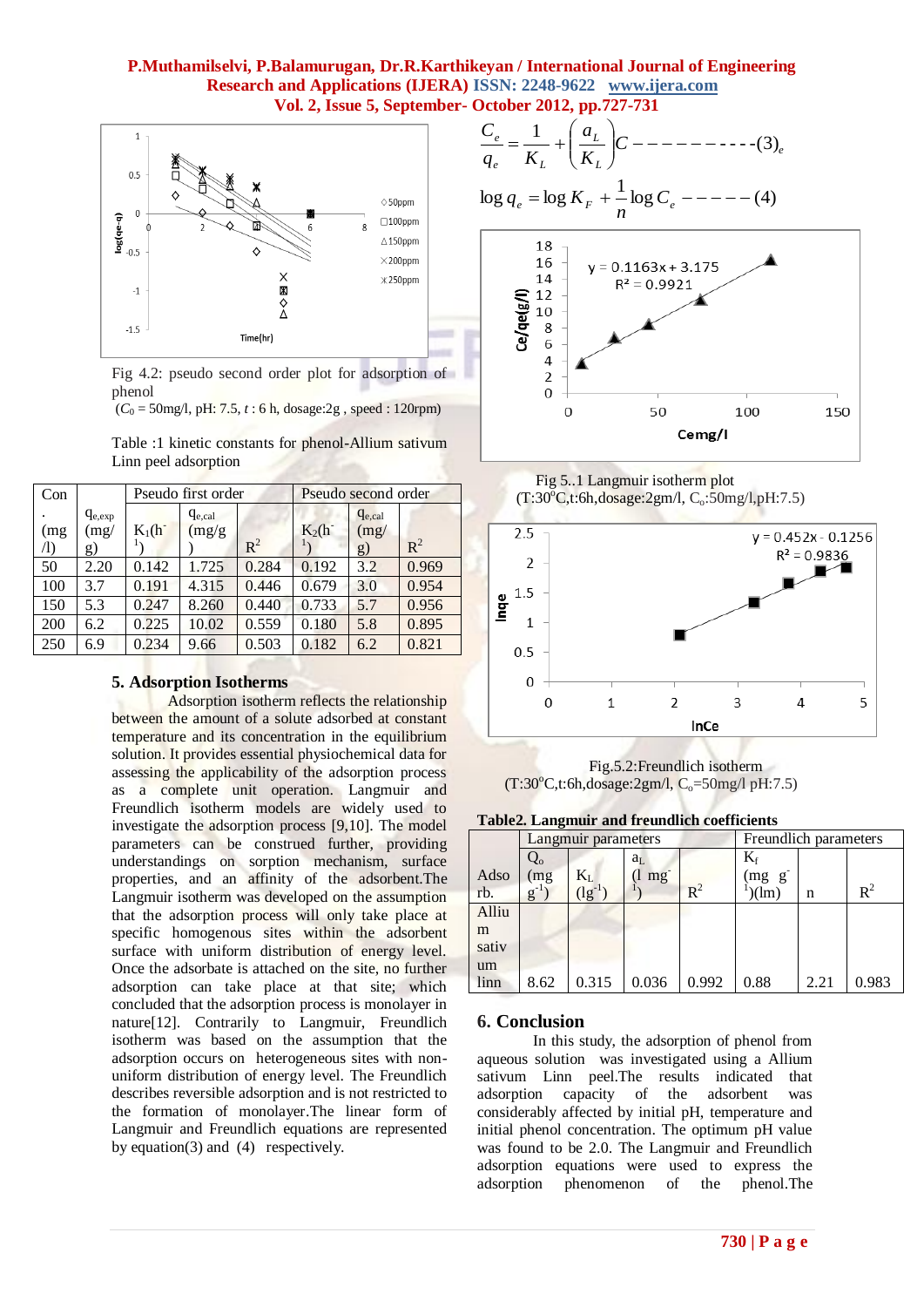Fig 4.2: pseudo second order plot for adsorption of phenol

($C_0$ = 50mg/l, pH: 7.5, $t$ : 6 h, dosage:2g , speed : 120rpm)

Table :1 kinetic constants for phenol-Allium sativum Linn peel adsorption

| Con. (mg/l) | $q_{e,exp}$ (mg/g) | Pseudo first order | | | Pseudo second order | | |
|---|---|---|---|---|---|---|---|
| | | $K_1$($h^{-1}$) | $q_{e,cal}$ (mg/g) | $R^2$ | $K_2$($h^{-1}$) | $q_{e,cal}$ (mg/g) | $R^2$ |
| 50 | 2.20 | 0.142 | 1.725 | 0.284 | 0.192 | 3.2 | 0.969 |
| 100 | 3.7 | 0.191 | 4.315 | 0.446 | 0.679 | 3.0 | 0.954 |
| 150 | 5.3 | 0.247 | 8.260 | 0.440 | 0.733 | 5.7 | 0.956 |
| 200 | 6.2 | 0.225 | 10.02 | 0.559 | 0.180 | 5.8 | 0.895 |
| 250 | 6.9 | 0.234 | 9.66 | 0.503 | 0.182 | 6.2 | 0.821 |

## 5. Adsorption Isotherms

Adsorption isotherm reflects the relationship between the amount of a solute adsorbed at constant temperature and its concentration in the equilibrium solution. It provides essential physiochemical data for assessing the applicability of the adsorption process as a complete unit operation. Langmuir and Freundlich isotherm models are widely used to investigate the adsorption process [9,10]. The model parameters can be construed further, providing understandings on sorption mechanism, surface properties, and an affinity of the adsorbent.The Langmuir isotherm was developed on the assumption that the adsorption process will only take place at specific homogeneous sites within the adsorbent surface with uniform distribution of energy level. Once the adsorbate is attached on the site, no further adsorption can take place at that site; which concluded that the adsorption process is monolayer in nature[12]. Contrarily to Langmuir, Freundlich isotherm was based on the assumption that the adsorption occurs on heterogeneous sites with non-uniform distribution of energy level. The Freundlich describes reversible adsorption and is not restricted to the formation of monolayer.The linear form of Langmuir and Freundlich equations are represented by equation(3) and (4) respectively.

$$\frac{C_e}{q_e} = \frac{1}{K_L} + \left(\frac{a_L}{K_L}\right)C \text{ ----------- } (3)_e$$

$$\log q_e = \log K_F + \frac{1}{n}\log C_e \text{ ----- } (4)$$

Fig 5..1 Langmuir isotherm plot

(T:30°C,t:6h,dosage:2gm/l, $C_o$:50mg/l,pH:7.5)

Fig.5.2:Freundlich isotherm

(T:30°C,t:6h,dosage:2gm/l, $C_o$=50mg/l pH:7.5)

**Table2. Langmuir and freundlich coefficients**

| Adsorb. | Langmuir parameters | | | | Freundlich parameters | | |
|---|---|---|---|---|---|---|---|
| | $Q_o$ (mg $g^{-1}$) | $K_L$ ($lg^{-1}$) | $a_L$ (l $mg^{-1}$) | $R^2$ | $K_f$ (mg $g^{-1}$)(lm) | n | $R^2$ |
| Allium sativum linn | 8.62 | 0.315 | 0.036 | 0.992 | 0.88 | 2.21 | 0.983 |

## 6. Conclusion

In this study, the adsorption of phenol from aqueous solution was investigated using a Allium sativum Linn peel.The results indicated that adsorption capacity of the adsorbent was considerably affected by initial pH, temperature and initial phenol concentration. The optimum pH value was found to be 2.0. The Langmuir and Freundlich adsorption equations were used to express the adsorption phenomenon of the phenol.The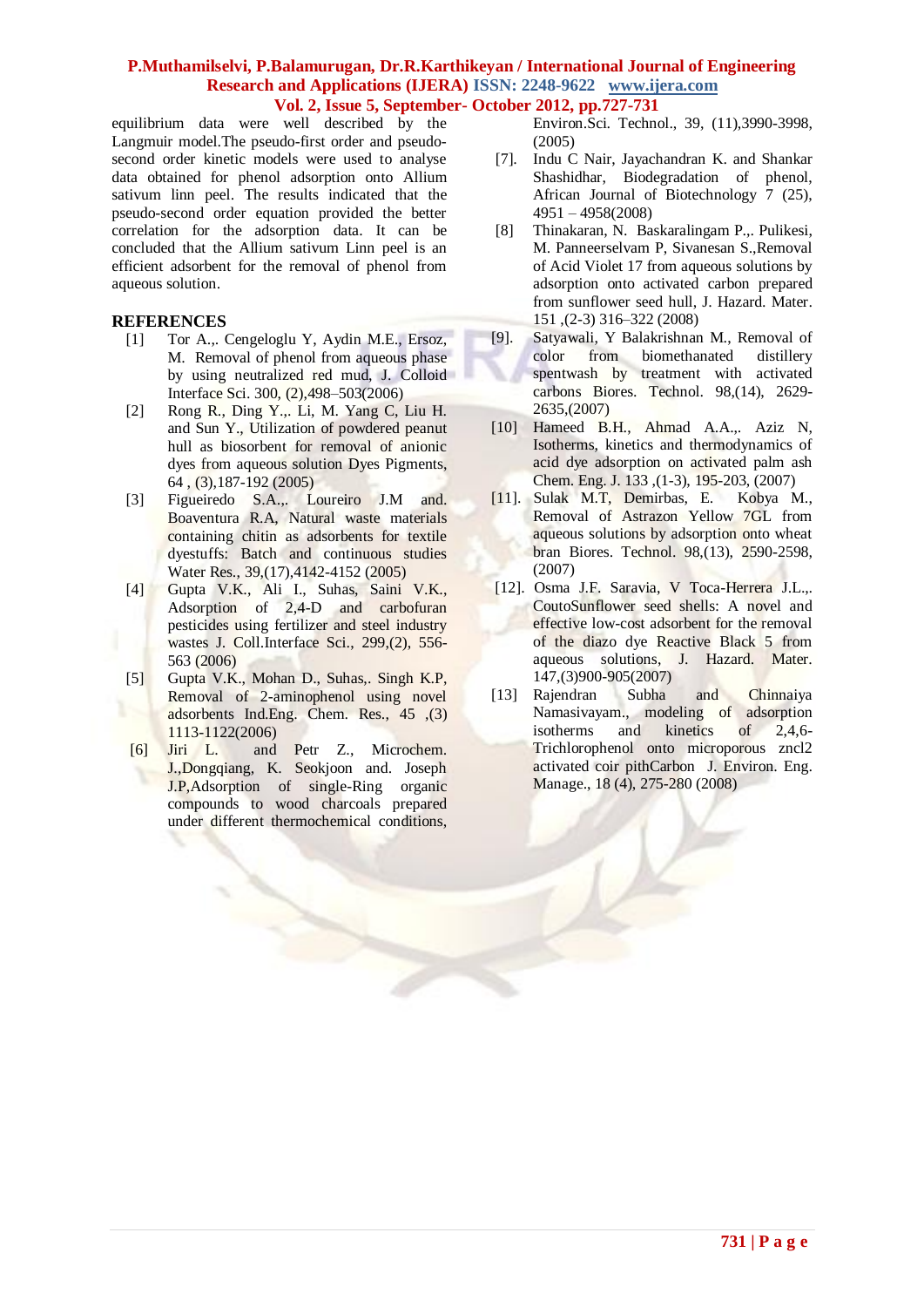equilibrium data were well described by the Langmuir model.The pseudo-first order and pseudo-second order kinetic models were used to analyse data obtained for phenol adsorption onto Allium sativum linn peel. The results indicated that the pseudo-second order equation provided the better correlation for the adsorption data. It can be concluded that the Allium sativum Linn peel is an efficient adsorbent for the removal of phenol from aqueous solution.

## REFERENCES

[1] Tor A.,. Cengeloglu Y, Aydin M.E., Ersoz, M. Removal of phenol from aqueous phase by using neutralized red mud, J. Colloid Interface Sci. 300, (2),498–503(2006)

[2] Rong R., Ding Y.,. Li, M. Yang C, Liu H. and Sun Y., Utilization of powdered peanut hull as biosorbent for removal of anionic dyes from aqueous solution Dyes Pigments, 64 , (3),187-192 (2005)

[3] Figueiredo S.A.,. Loureiro J.M and. Boaventura R.A, Natural waste materials containing chitin as adsorbents for textile dyestuffs: Batch and continuous studies Water Res., 39,(17),4142-4152 (2005)

[4] Gupta V.K., Ali I., Suhas, Saini V.K., Adsorption of 2,4-D and carbofuran pesticides using fertilizer and steel industry wastes J. Coll.Interface Sci., 299,(2), 556-563 (2006)

[5] Gupta V.K., Mohan D., Suhas,. Singh K.P, Removal of 2-aminophenol using novel adsorbents Ind.Eng. Chem. Res., 45 ,(3) 1113-1122(2006)

[6] Jiri L. and Petr Z., Microchem. J.,Dongqiang, K. Seokjoon and. Joseph J.P,Adsorption of single-Ring organic compounds to wood charcoals prepared under different thermochemical conditions, Environ.Sci. Technol., 39, (11),3990-3998, (2005)

[7]. Indu C Nair, Jayachandran K. and Shankar Shashidhar, Biodegradation of phenol, African Journal of Biotechnology 7 (25), 4951 – 4958(2008)

[8] Thinakaran, N. Baskaralingam P.,. Pulikesi, M. Panneerselvam P, Sivanesan S.,Removal of Acid Violet 17 from aqueous solutions by adsorption onto activated carbon prepared from sunflower seed hull, J. Hazard. Mater. 151 ,(2-3) 316–322 (2008)

[9]. Satyawali, Y Balakrishnan M., Removal of color from biomethanated distillery spentwash by treatment with activated carbons Biores. Technol. 98,(14), 2629-2635,(2007)

[10] Hameed B.H., Ahmad A.A.,. Aziz N, Isotherms, kinetics and thermodynamics of acid dye adsorption on activated palm ash Chem. Eng. J. 133 ,(1-3), 195-203, (2007)

[11]. Sulak M.T, Demirbas, E. Kobya M., Removal of Astrazon Yellow 7GL from aqueous solutions by adsorption onto wheat bran Biores. Technol. 98,(13), 2590-2598, (2007)

[12]. Osma J.F. Saravia, V Toca-Herrera J.L.,. CoutoSunflower seed shells: A novel and effective low-cost adsorbent for the removal of the diazo dye Reactive Black 5 from aqueous solutions, J. Hazard. Mater. 147,(3)900-905(2007)

[13] Rajendran Subha and Chinnaiya Namasivayam., modeling of adsorption isotherms and kinetics of 2,4,6-Trichlorophenol onto microporous zncl2 activated coir pithCarbon J. Environ. Eng. Manage., 18 (4), 275-280 (2008)